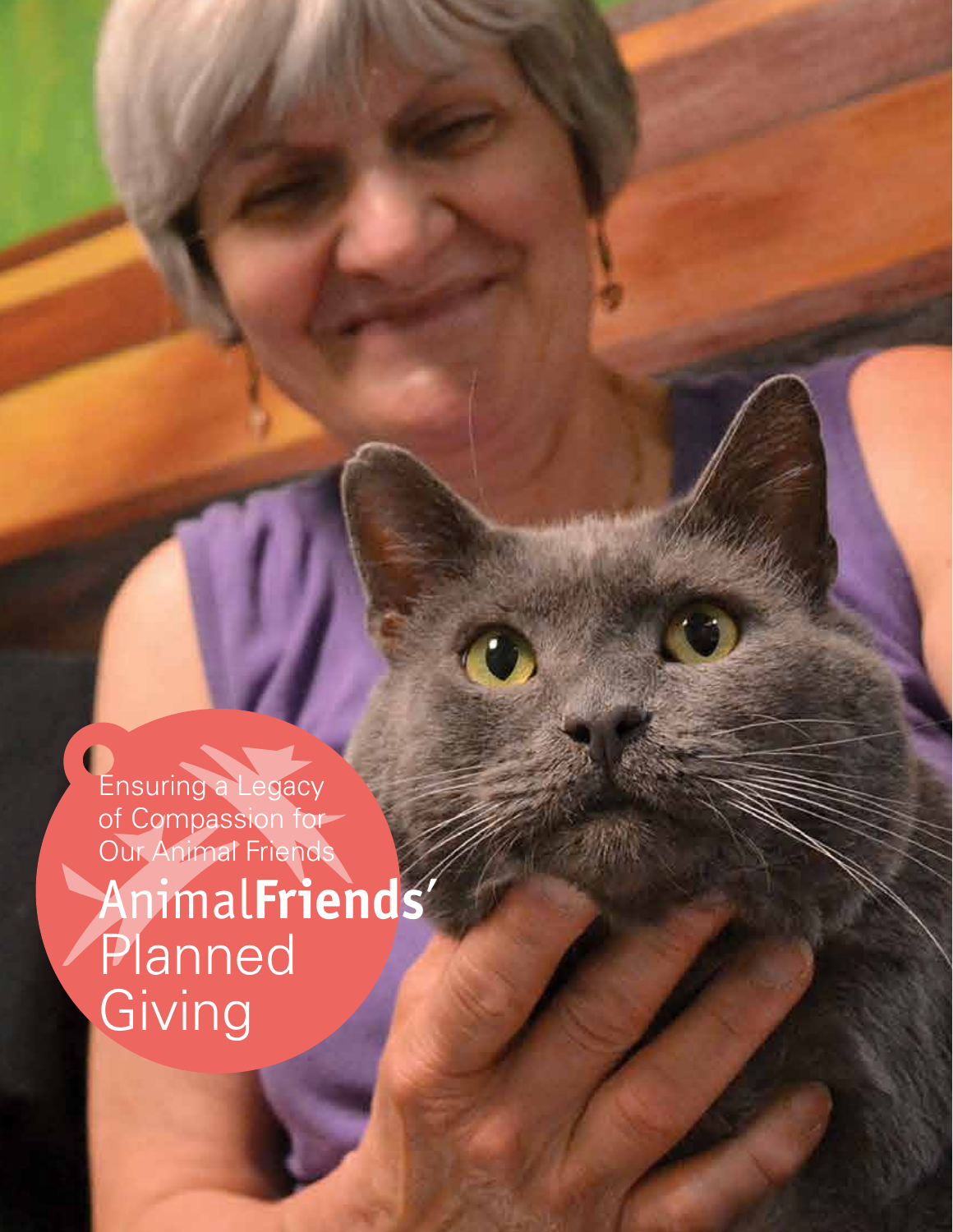Ensuring a Legacy of Compassion for Our Animal Friends

# AnimalFriends' Planned Giving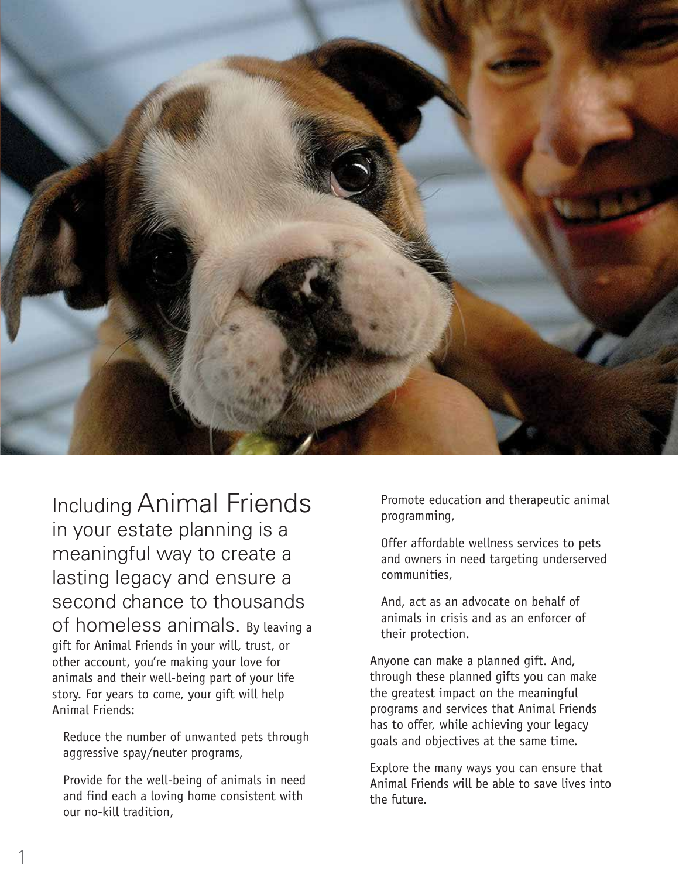Including Animal Friends in your estate planning is a meaningful way to create a lasting legacy and ensure a second chance to thousands of homeless animals. By leaving a gift for Animal Friends in your will, trust, or other account, you're making your love for animals and their well-being part of your life story. For years to come, your gift will help Animal Friends:

- Reduce the number of unwanted pets through aggressive spay/neuter programs,
- Provide for the well-being of animals in need and find each a loving home consistent with our no-kill tradition,
- Promote education and therapeutic animal programming,
- Offer affordable wellness services to pets and owners in need targeting underserved communities,
- And, act as an advocate on behalf of animals in crisis and as an enforcer of their protection.

Anyone can make a planned gift. And, through these planned gifts you can make the greatest impact on the meaningful programs and services that Animal Friends has to offer, while achieving your legacy goals and objectives at the same time.

Explore the many ways you can ensure that Animal Friends will be able to save lives into the future.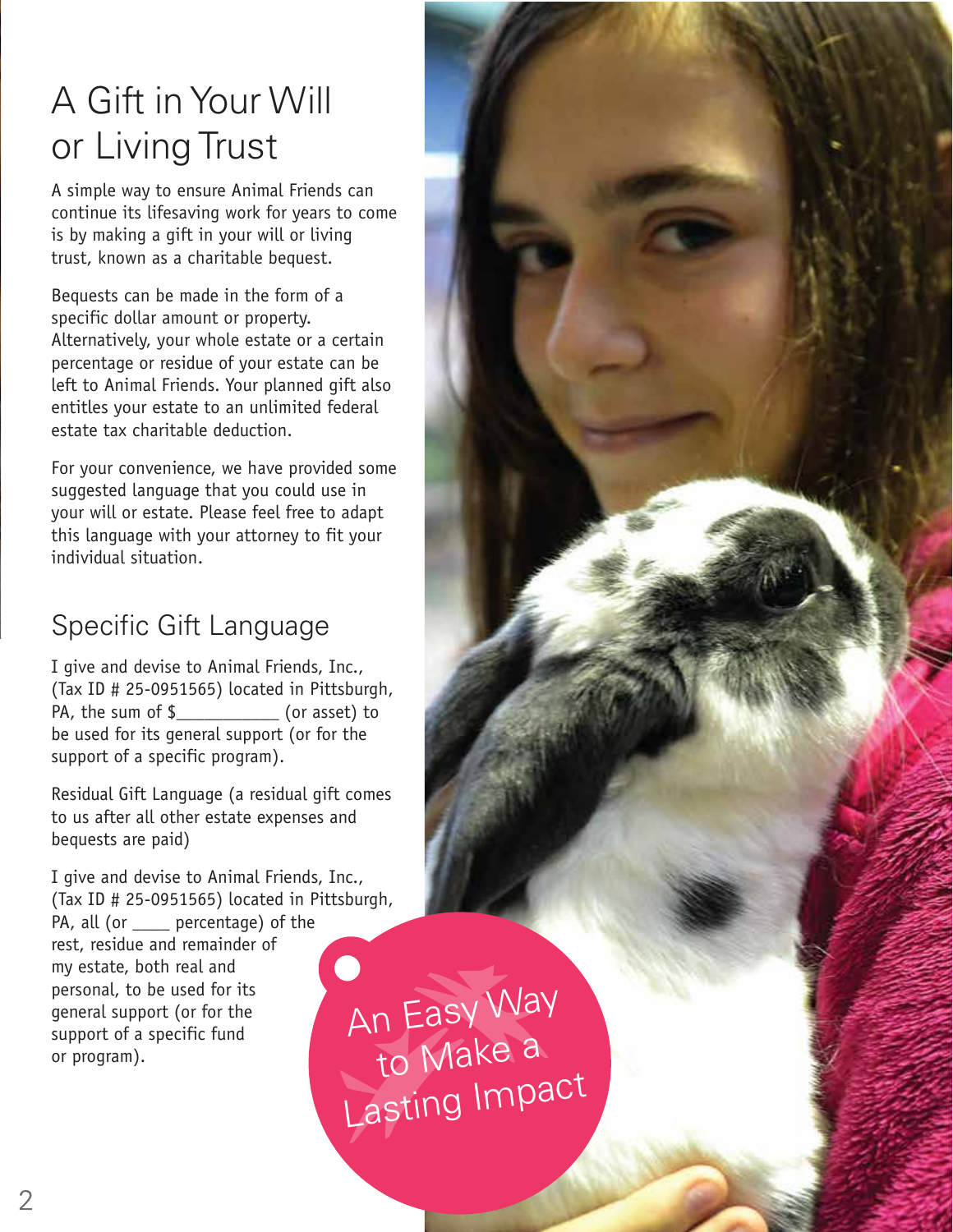# A Gift in Your Will or Living Trust

A simple way to ensure Animal Friends can continue its lifesaving work for years to come is by making a gift in your will or living trust, known as a charitable bequest.

Bequests can be made in the form of a specific dollar amount or property. Alternatively, your whole estate or a certain percentage or residue of your estate can be left to Animal Friends. Your planned gift also entitles your estate to an unlimited federal estate tax charitable deduction.

For your convenience, we have provided some suggested language that you could use in your will or estate. Please feel free to adapt this language with your attorney to fit your individual situation.

## Specific Gift Language

I give and devise to Animal Friends, Inc., (Tax ID # 25-0951565) located in Pittsburgh, PA, the sum of $___________ (or asset) to be used for its general support (or for the support of a specific program).

Residual Gift Language (a residual gift comes to us after all other estate expenses and bequests are paid)

I give and devise to Animal Friends, Inc., (Tax ID # 25-0951565) located in Pittsburgh, PA, all (or ____ percentage) of the rest, residue and remainder of my estate, both real and personal, to be used for its general support (or for the support of a specific fund or program).

An Easy Way to Make a Lasting Impact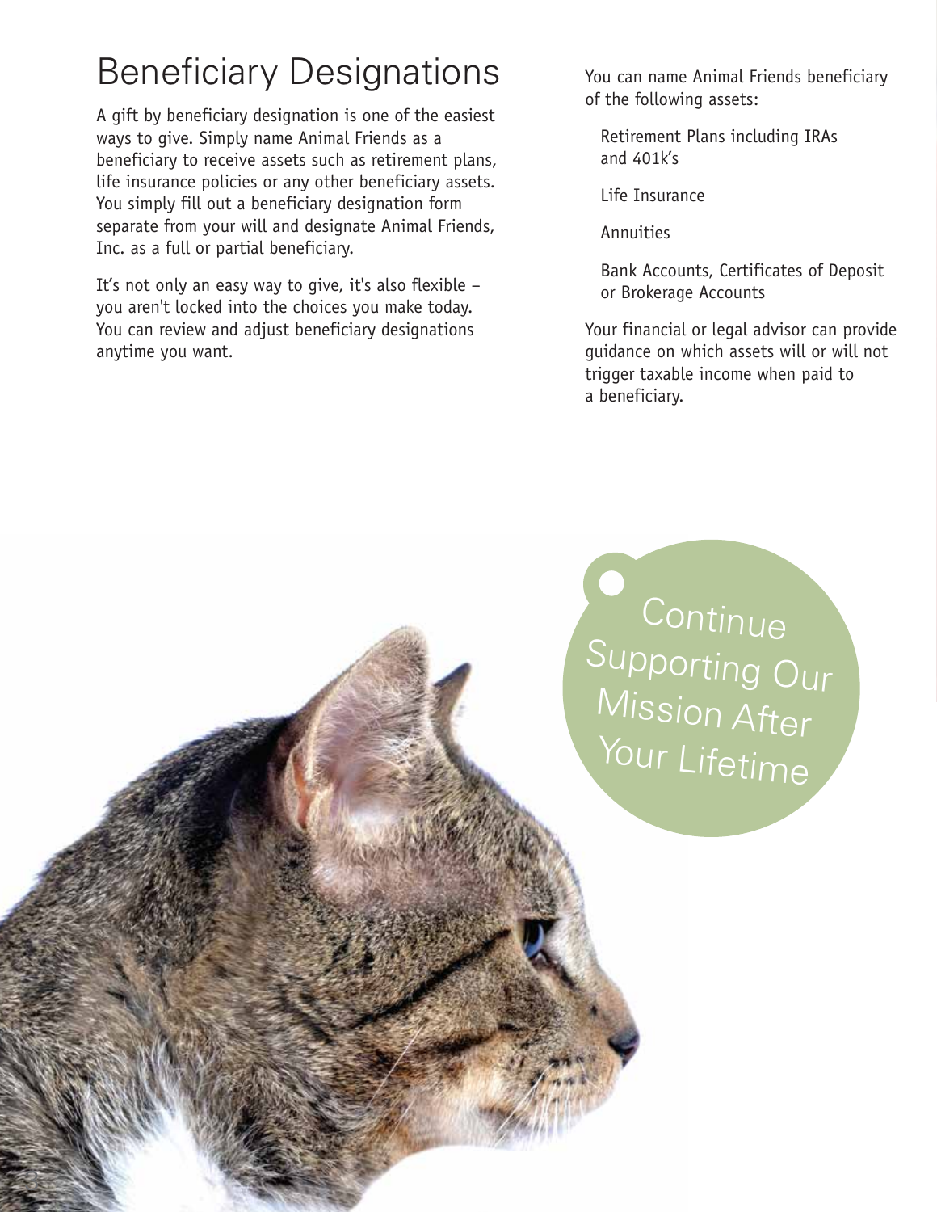# Beneficiary Designations

A gift by beneficiary designation is one of the easiest ways to give. Simply name Animal Friends as a beneficiary to receive assets such as retirement plans, life insurance policies or any other beneficiary assets. You simply fill out a beneficiary designation form separate from your will and designate Animal Friends, Inc. as a full or partial beneficiary.

It's not only an easy way to give, it's also flexible – you aren't locked into the choices you make today. You can review and adjust beneficiary designations anytime you want.

You can name Animal Friends beneficiary of the following assets:

- Retirement Plans including IRAs and 401k's
- Life Insurance
- Annuities
- Bank Accounts, Certificates of Deposit or Brokerage Accounts

Your financial or legal advisor can provide guidance on which assets will or will not trigger taxable income when paid to a beneficiary.

Continue Supporting Our Mission After Your Lifetime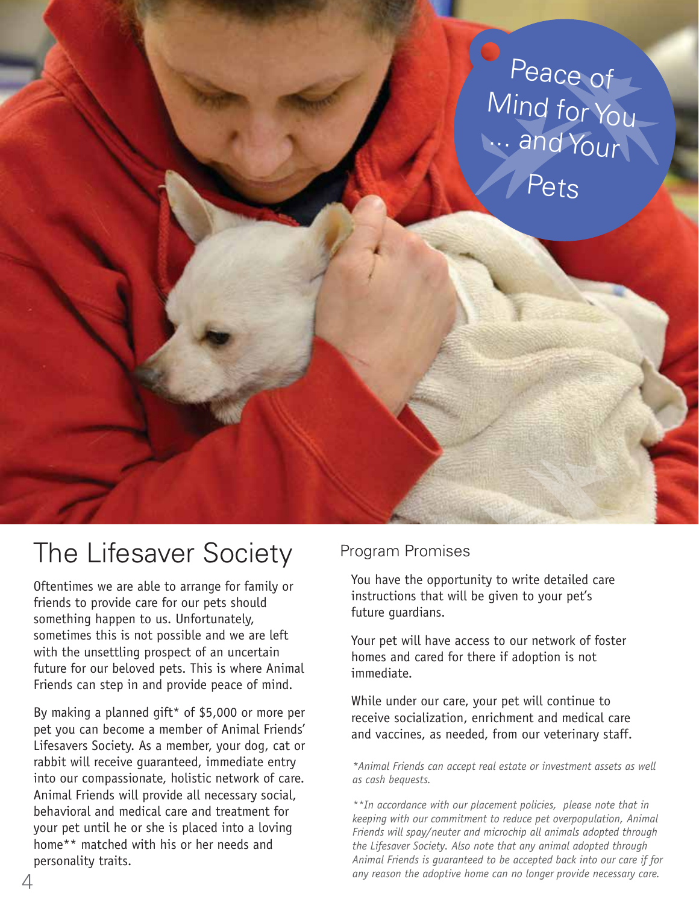Peace of Mind for You … and Your Pets

# The Lifesaver Society

Oftentimes we are able to arrange for family or friends to provide care for our pets should something happen to us. Unfortunately, sometimes this is not possible and we are left with the unsettling prospect of an uncertain future for our beloved pets. This is where Animal Friends can step in and provide peace of mind.

By making a planned gift* of $5,000 or more per pet you can become a member of Animal Friends' Lifesavers Society. As a member, your dog, cat or rabbit will receive guaranteed, immediate entry into our compassionate, holistic network of care. Animal Friends will provide all necessary social, behavioral and medical care and treatment for your pet until he or she is placed into a loving home** matched with his or her needs and personality traits.

## Program Promises

You have the opportunity to write detailed care instructions that will be given to your pet's future guardians.

Your pet will have access to our network of foster homes and cared for there if adoption is not immediate.

While under our care, your pet will continue to receive socialization, enrichment and medical care and vaccines, as needed, from our veterinary staff.

*\*Animal Friends can accept real estate or investment assets as well as cash bequests.*

*\*\*In accordance with our placement policies, please note that in keeping with our commitment to reduce pet overpopulation, Animal Friends will spay/neuter and microchip all animals adopted through the Lifesaver Society. Also note that any animal adopted through Animal Friends is guaranteed to be accepted back into our care if for any reason the adoptive home can no longer provide necessary care.*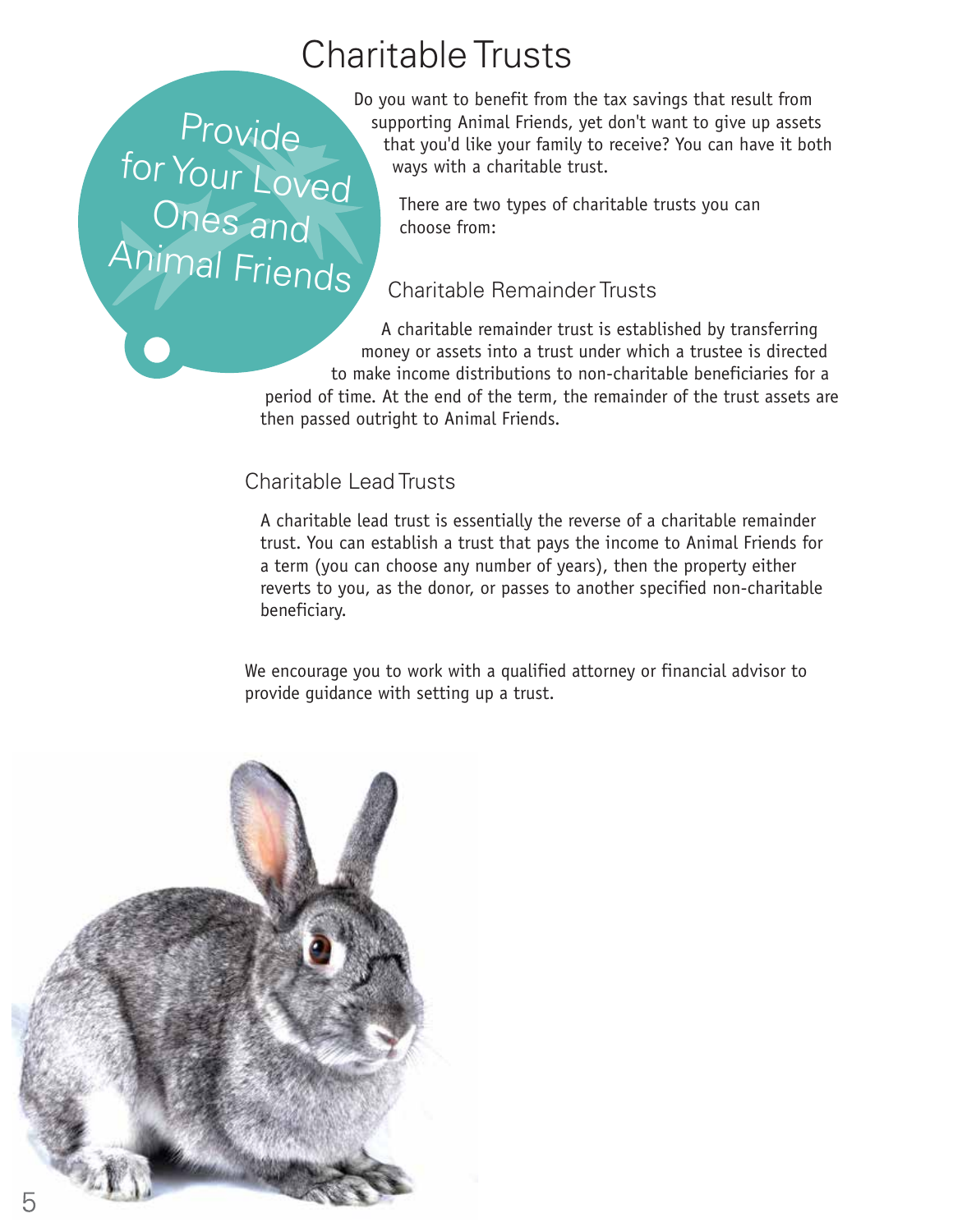# Charitable Trusts

Provide for Your Loved Ones and Animal Friends

Do you want to benefit from the tax savings that result from supporting Animal Friends, yet don't want to give up assets that you'd like your family to receive? You can have it both ways with a charitable trust.

There are two types of charitable trusts you can choose from:

## Charitable Remainder Trusts

A charitable remainder trust is established by transferring money or assets into a trust under which a trustee is directed to make income distributions to non-charitable beneficiaries for a period of time. At the end of the term, the remainder of the trust assets are then passed outright to Animal Friends.

## Charitable Lead Trusts

A charitable lead trust is essentially the reverse of a charitable remainder trust. You can establish a trust that pays the income to Animal Friends for a term (you can choose any number of years), then the property either reverts to you, as the donor, or passes to another specified non-charitable beneficiary.

We encourage you to work with a qualified attorney or financial advisor to provide guidance with setting up a trust.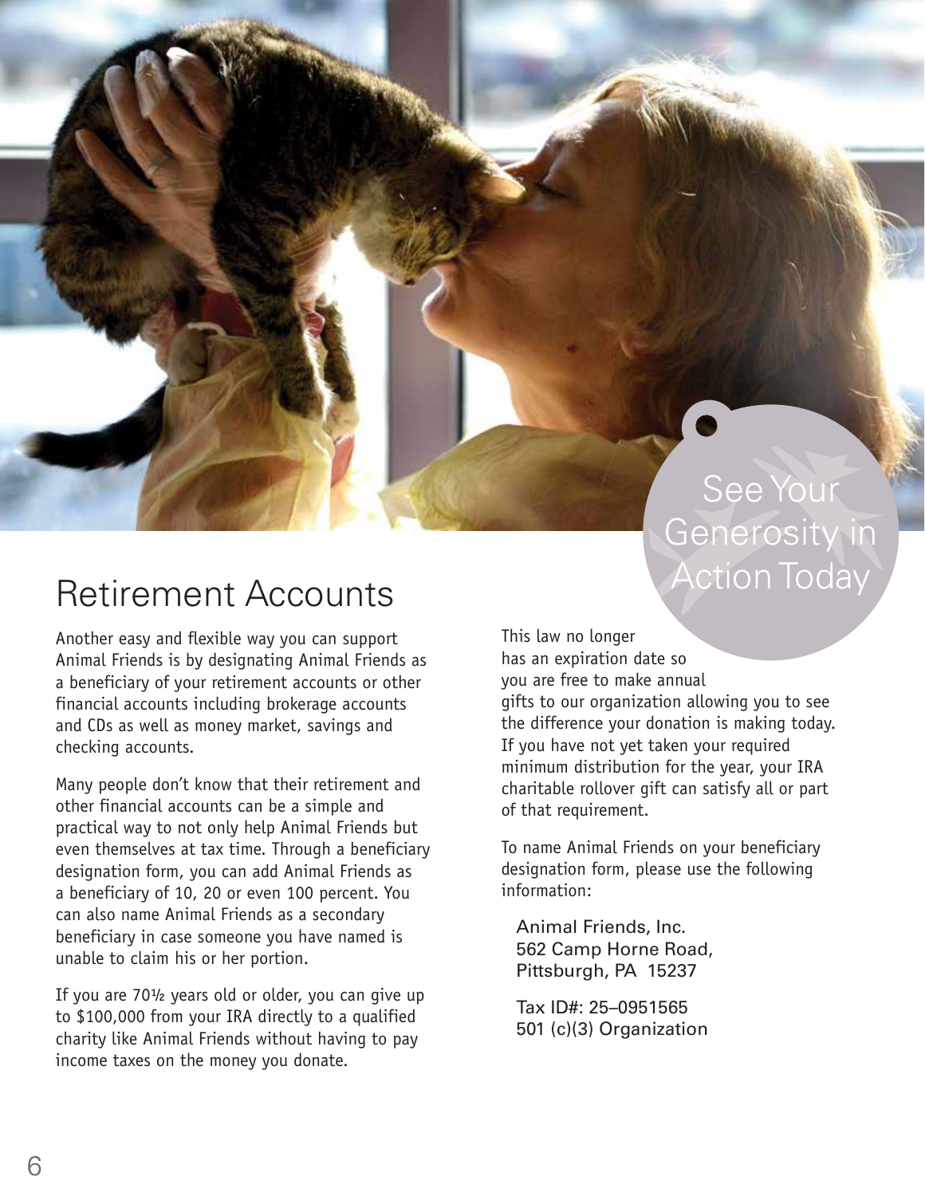## Retirement Accounts

Another easy and flexible way you can support Animal Friends is by designating Animal Friends as a beneficiary of your retirement accounts or other financial accounts including brokerage accounts and CDs as well as money market, savings and checking accounts.

Many people don't know that their retirement and other financial accounts can be a simple and practical way to not only help Animal Friends but even themselves at tax time. Through a beneficiary designation form, you can add Animal Friends as a beneficiary of 10, 20 or even 100 percent. You can also name Animal Friends as a secondary beneficiary in case someone you have named is unable to claim his or her portion.

If you are 70½ years old or older, you can give up to $100,000 from your IRA directly to a qualified charity like Animal Friends without having to pay income taxes on the money you donate.

### See Your Generosity in Action Today

This law no longer has an expiration date so you are free to make annual gifts to our organization allowing you to see the difference your donation is making today. If you have not yet taken your required minimum distribution for the year, your IRA charitable rollover gift can satisfy all or part of that requirement.

To name Animal Friends on your beneficiary designation form, please use the following information:

Animal Friends, Inc.
562 Camp Horne Road,
Pittsburgh, PA 15237

Tax ID#: 25–0951565
501 (c)(3) Organization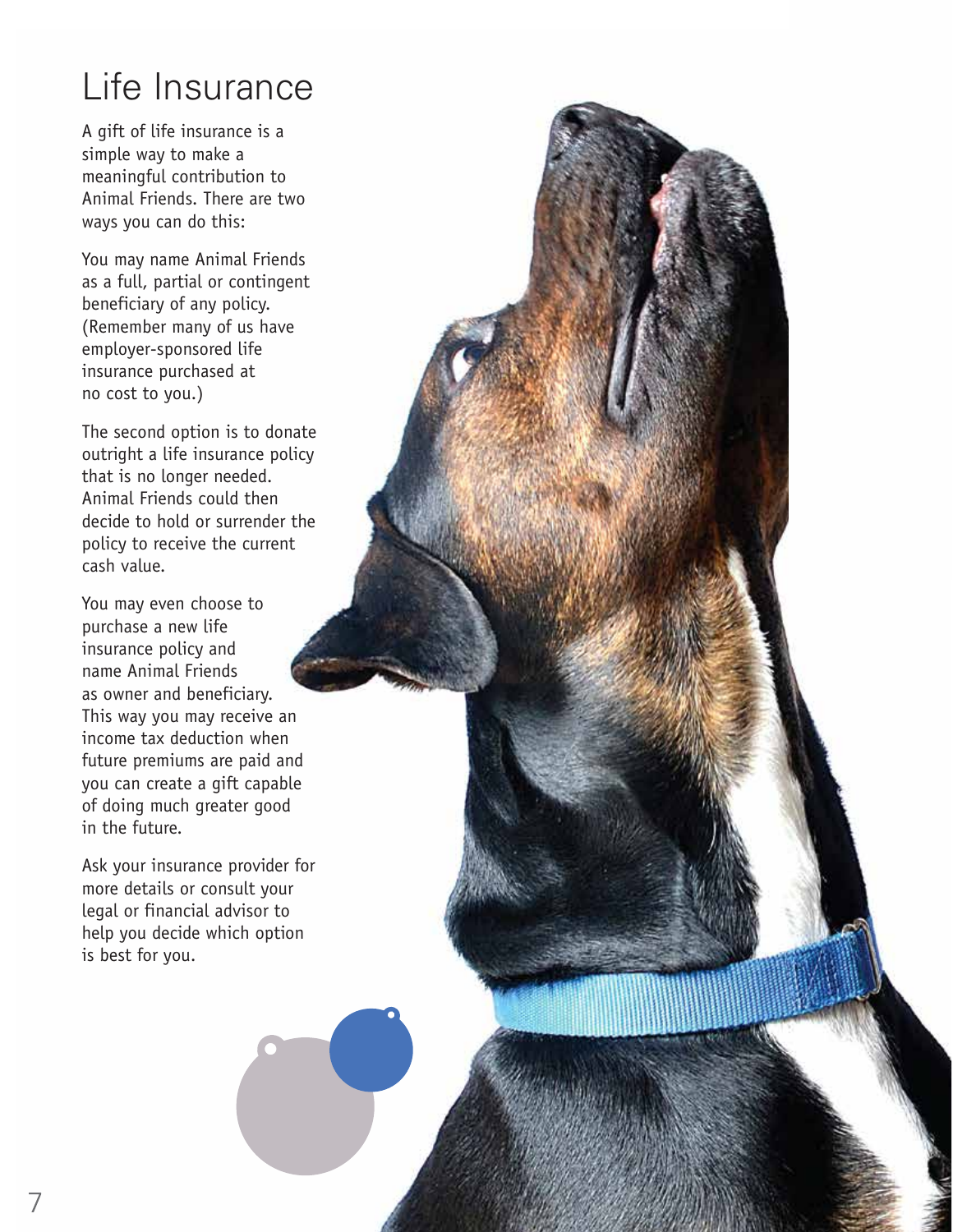# Life Insurance

A gift of life insurance is a simple way to make a meaningful contribution to Animal Friends. There are two ways you can do this:

You may name Animal Friends as a full, partial or contingent beneficiary of any policy. (Remember many of us have employer-sponsored life insurance purchased at no cost to you.)

The second option is to donate outright a life insurance policy that is no longer needed. Animal Friends could then decide to hold or surrender the policy to receive the current cash value.

You may even choose to purchase a new life insurance policy and name Animal Friends as owner and beneficiary. This way you may receive an income tax deduction when future premiums are paid and you can create a gift capable of doing much greater good in the future.

Ask your insurance provider for more details or consult your legal or financial advisor to help you decide which option is best for you.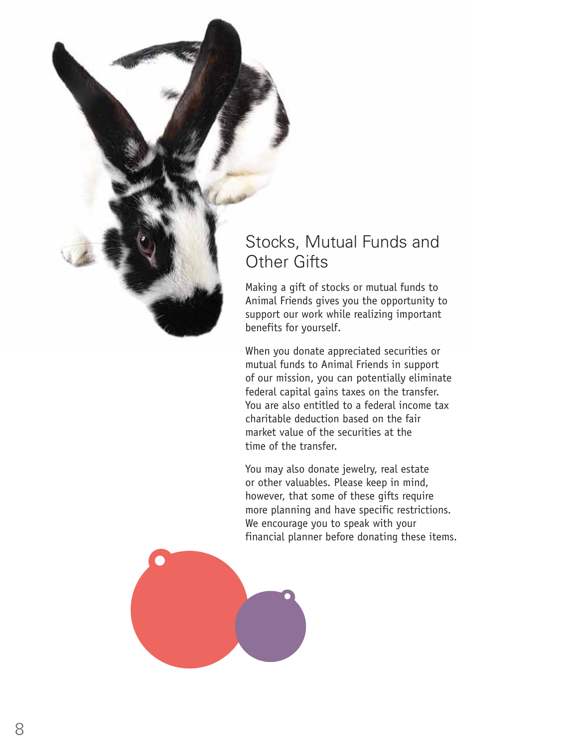# Stocks, Mutual Funds and Other Gifts

Making a gift of stocks or mutual funds to Animal Friends gives you the opportunity to support our work while realizing important benefits for yourself.

When you donate appreciated securities or mutual funds to Animal Friends in support of our mission, you can potentially eliminate federal capital gains taxes on the transfer. You are also entitled to a federal income tax charitable deduction based on the fair market value of the securities at the time of the transfer.

You may also donate jewelry, real estate or other valuables. Please keep in mind, however, that some of these gifts require more planning and have specific restrictions. We encourage you to speak with your financial planner before donating these items.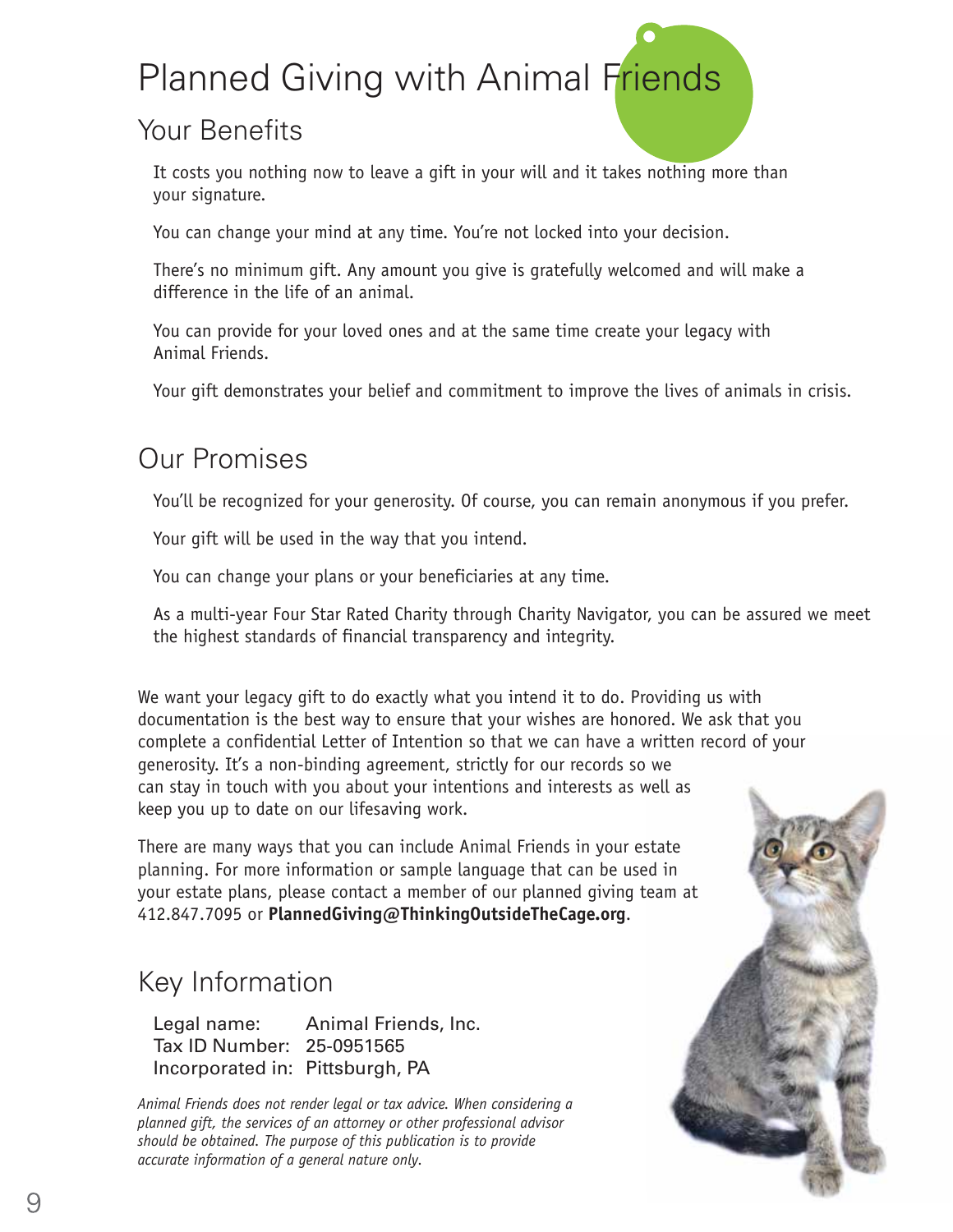# Planned Giving with Animal Friends

## Your Benefits

It costs you nothing now to leave a gift in your will and it takes nothing more than your signature.

You can change your mind at any time. You're not locked into your decision.

There's no minimum gift. Any amount you give is gratefully welcomed and will make a difference in the life of an animal.

You can provide for your loved ones and at the same time create your legacy with Animal Friends.

Your gift demonstrates your belief and commitment to improve the lives of animals in crisis.

## Our Promises

You'll be recognized for your generosity. Of course, you can remain anonymous if you prefer.

Your gift will be used in the way that you intend.

You can change your plans or your beneficiaries at any time.

As a multi-year Four Star Rated Charity through Charity Navigator, you can be assured we meet the highest standards of financial transparency and integrity.

We want your legacy gift to do exactly what you intend it to do. Providing us with documentation is the best way to ensure that your wishes are honored. We ask that you complete a confidential Letter of Intention so that we can have a written record of your generosity. It's a non-binding agreement, strictly for our records so we can stay in touch with you about your intentions and interests as well as keep you up to date on our lifesaving work.

There are many ways that you can include Animal Friends in your estate planning. For more information or sample language that can be used in your estate plans, please contact a member of our planned giving team at 412.847.7095 or **PlannedGiving@ThinkingOutsideTheCage.org**.

## Key Information

| | |
|---|---|
| Legal name: | Animal Friends, Inc. |
| Tax ID Number: | 25-0951565 |
| Incorporated in: | Pittsburgh, PA |

*Animal Friends does not render legal or tax advice. When considering a planned gift, the services of an attorney or other professional advisor should be obtained. The purpose of this publication is to provide accurate information of a general nature only.*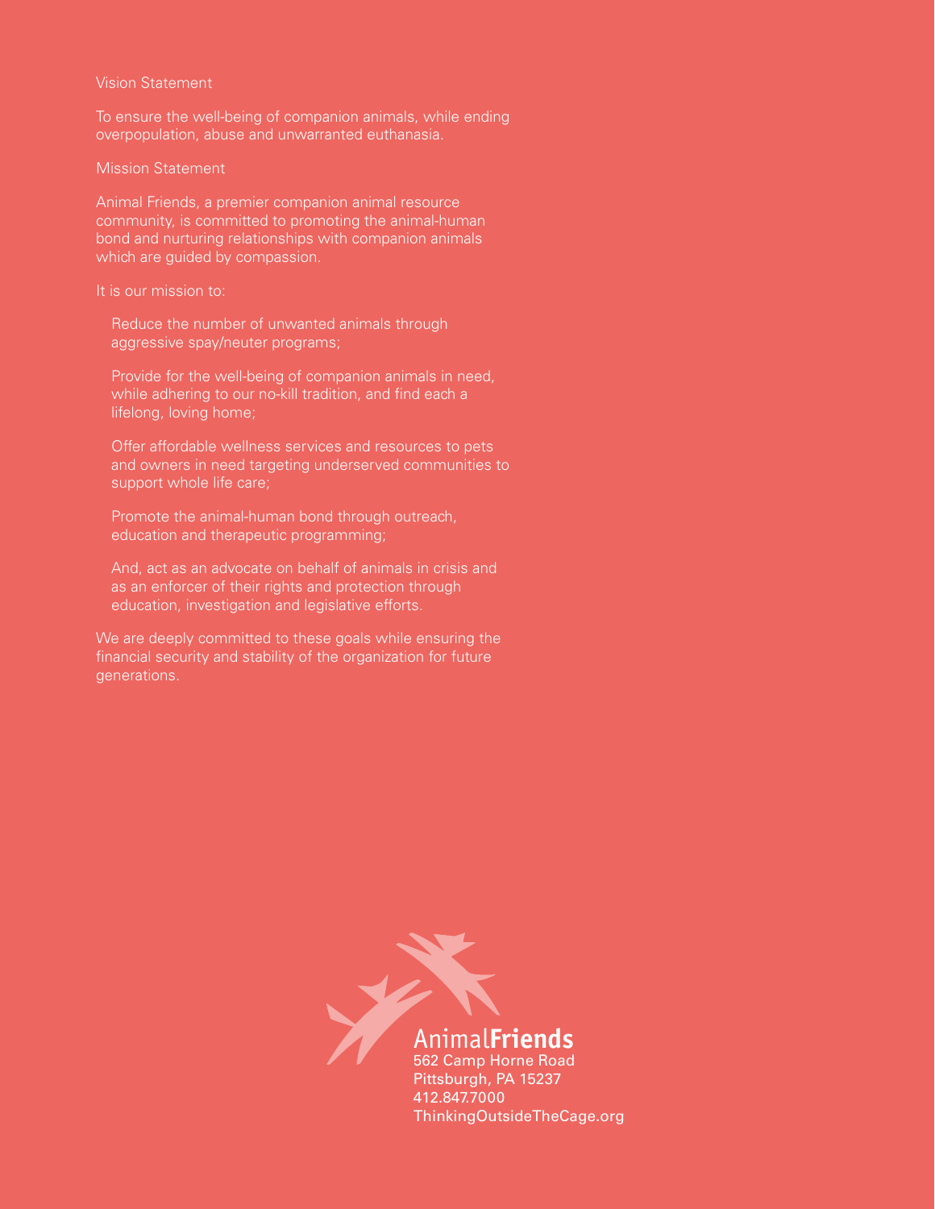## Vision Statement

To ensure the well-being of companion animals, while ending overpopulation, abuse and unwarranted euthanasia.

## Mission Statement

Animal Friends, a premier companion animal resource community, is committed to promoting the animal-human bond and nurturing relationships with companion animals which are guided by compassion.

It is our mission to:

- Reduce the number of unwanted animals through aggressive spay/neuter programs;
- Provide for the well-being of companion animals in need, while adhering to our no-kill tradition, and find each a lifelong, loving home;
- Offer affordable wellness services and resources to pets and owners in need targeting underserved communities to support whole life care;
- Promote the animal-human bond through outreach, education and therapeutic programming;
- And, act as an advocate on behalf of animals in crisis and as an enforcer of their rights and protection through education, investigation and legislative efforts.

We are deeply committed to these goals while ensuring the financial security and stability of the organization for future generations.

Animal**Friends**
562 Camp Horne Road
Pittsburgh, PA 15237
412.847.7000
ThinkingOutsideTheCage.org